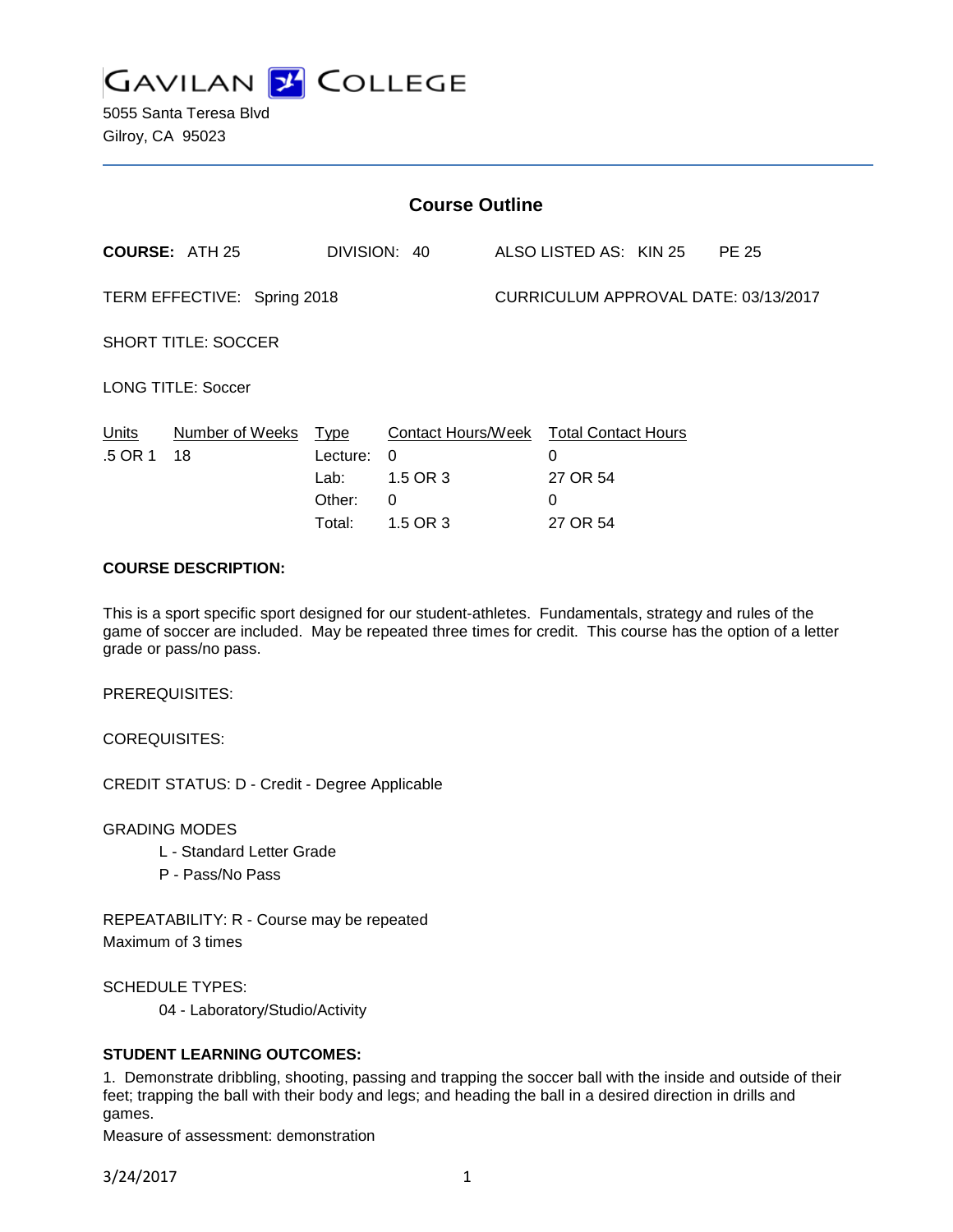# GAVILAN COLLEGE

5055 Santa Teresa Blvd
Gilroy, CA 95023

## Course Outline

**COURSE:** ATH 25 DIVISION: 40 ALSO LISTED AS: KIN 25 PE 25

TERM EFFECTIVE: Spring 2018 CURRICULUM APPROVAL DATE: 03/13/2017

SHORT TITLE: SOCCER

LONG TITLE: Soccer

| Units | Number of Weeks | Type | Contact Hours/Week | Total Contact Hours |
|---|---|---|---|---|
| .5 OR 1 | 18 | Lecture: | 0 | 0 |
| | | Lab: | 1.5 OR 3 | 27 OR 54 |
| | | Other: | 0 | 0 |
| | | Total: | 1.5 OR 3 | 27 OR 54 |

**COURSE DESCRIPTION:**

This is a sport specific sport designed for our student-athletes. Fundamentals, strategy and rules of the game of soccer are included. May be repeated three times for credit. This course has the option of a letter grade or pass/no pass.

PREREQUISITES:

COREQUISITES:

CREDIT STATUS: D - Credit - Degree Applicable

GRADING MODES

L - Standard Letter Grade
P - Pass/No Pass

REPEATABILITY: R - Course may be repeated
Maximum of 3 times

SCHEDULE TYPES:

04 - Laboratory/Studio/Activity

**STUDENT LEARNING OUTCOMES:**

1. Demonstrate dribbling, shooting, passing and trapping the soccer ball with the inside and outside of their feet; trapping the ball with their body and legs; and heading the ball in a desired direction in drills and games.
Measure of assessment: demonstration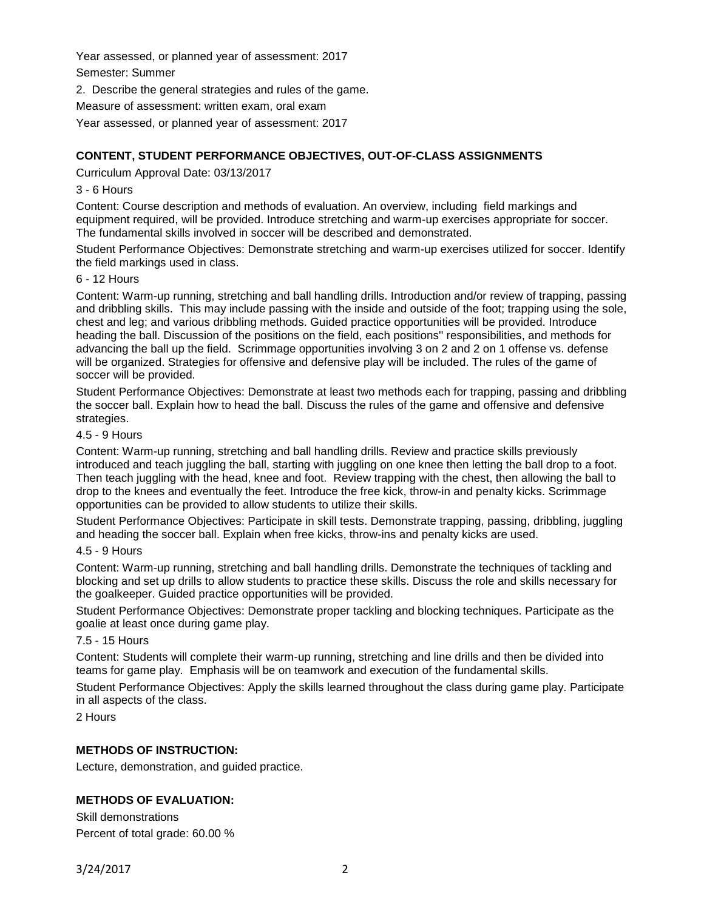Year assessed, or planned year of assessment: 2017

Semester: Summer

2. Describe the general strategies and rules of the game.

Measure of assessment: written exam, oral exam

Year assessed, or planned year of assessment: 2017

## CONTENT, STUDENT PERFORMANCE OBJECTIVES, OUT-OF-CLASS ASSIGNMENTS

Curriculum Approval Date: 03/13/2017

3 - 6 Hours

Content: Course description and methods of evaluation. An overview, including field markings and equipment required, will be provided. Introduce stretching and warm-up exercises appropriate for soccer. The fundamental skills involved in soccer will be described and demonstrated.

Student Performance Objectives: Demonstrate stretching and warm-up exercises utilized for soccer. Identify the field markings used in class.

6 - 12 Hours

Content: Warm-up running, stretching and ball handling drills. Introduction and/or review of trapping, passing and dribbling skills. This may include passing with the inside and outside of the foot; trapping using the sole, chest and leg; and various dribbling methods. Guided practice opportunities will be provided. Introduce heading the ball. Discussion of the positions on the field, each positions'' responsibilities, and methods for advancing the ball up the field. Scrimmage opportunities involving 3 on 2 and 2 on 1 offense vs. defense will be organized. Strategies for offensive and defensive play will be included. The rules of the game of soccer will be provided.

Student Performance Objectives: Demonstrate at least two methods each for trapping, passing and dribbling the soccer ball. Explain how to head the ball. Discuss the rules of the game and offensive and defensive strategies.

4.5 - 9 Hours

Content: Warm-up running, stretching and ball handling drills. Review and practice skills previously introduced and teach juggling the ball, starting with juggling on one knee then letting the ball drop to a foot. Then teach juggling with the head, knee and foot. Review trapping with the chest, then allowing the ball to drop to the knees and eventually the feet. Introduce the free kick, throw-in and penalty kicks. Scrimmage opportunities can be provided to allow students to utilize their skills.

Student Performance Objectives: Participate in skill tests. Demonstrate trapping, passing, dribbling, juggling and heading the soccer ball. Explain when free kicks, throw-ins and penalty kicks are used.

4.5 - 9 Hours

Content: Warm-up running, stretching and ball handling drills. Demonstrate the techniques of tackling and blocking and set up drills to allow students to practice these skills. Discuss the role and skills necessary for the goalkeeper. Guided practice opportunities will be provided.

Student Performance Objectives: Demonstrate proper tackling and blocking techniques. Participate as the goalie at least once during game play.

7.5 - 15 Hours

Content: Students will complete their warm-up running, stretching and line drills and then be divided into teams for game play. Emphasis will be on teamwork and execution of the fundamental skills.

Student Performance Objectives: Apply the skills learned throughout the class during game play. Participate in all aspects of the class.

2 Hours

## METHODS OF INSTRUCTION:

Lecture, demonstration, and guided practice.

## METHODS OF EVALUATION:

Skill demonstrations

Percent of total grade: 60.00 %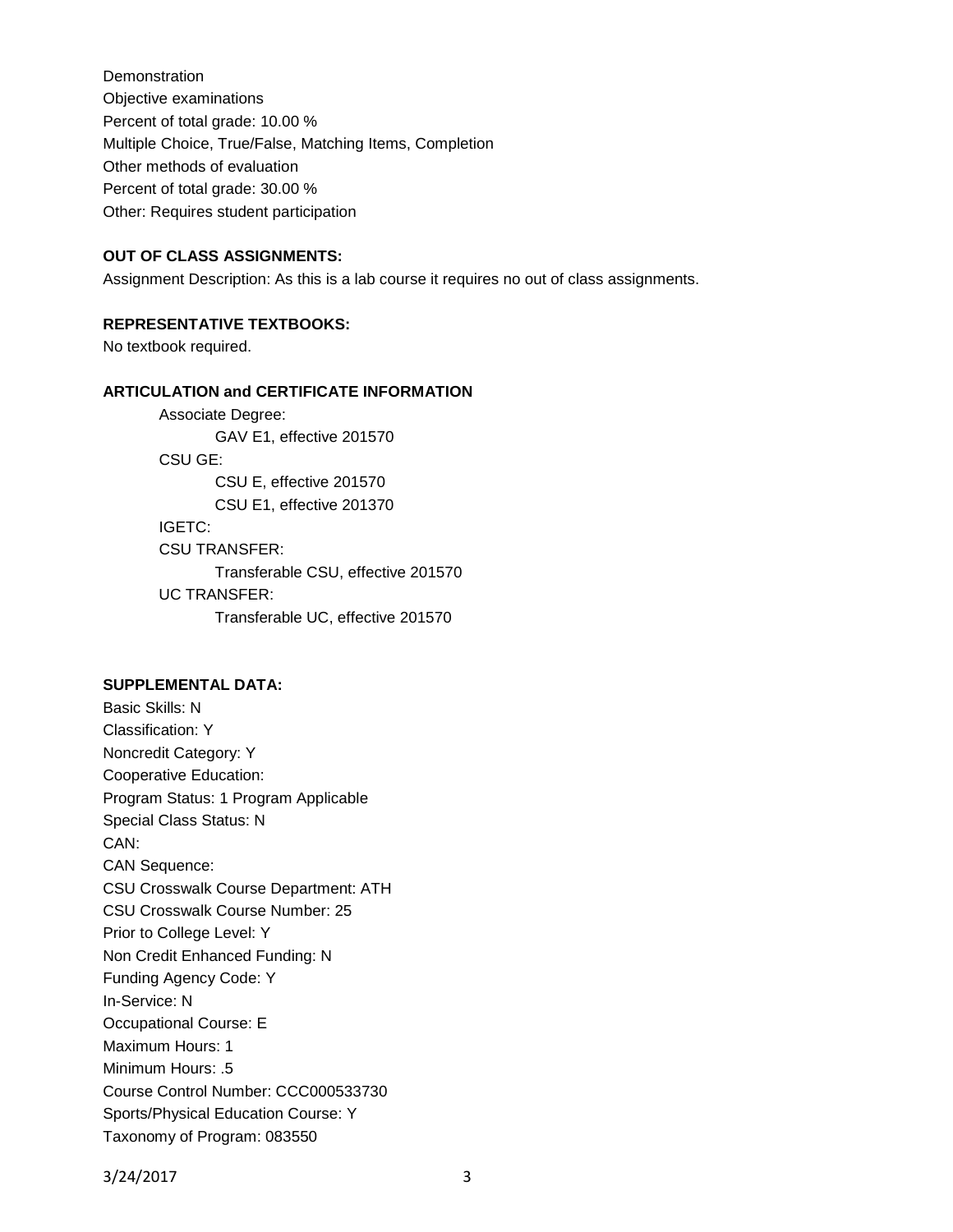Demonstration
Objective examinations
Percent of total grade: 10.00 %
Multiple Choice, True/False, Matching Items, Completion
Other methods of evaluation
Percent of total grade: 30.00 %
Other: Requires student participation

**OUT OF CLASS ASSIGNMENTS:**

Assignment Description: As this is a lab course it requires no out of class assignments.

**REPRESENTATIVE TEXTBOOKS:**

No textbook required.

**ARTICULATION and CERTIFICATE INFORMATION**

- Associate Degree:
  - GAV E1, effective 201570
- CSU GE:
  - CSU E, effective 201570
  - CSU E1, effective 201370
- IGETC:
- CSU TRANSFER:
  - Transferable CSU, effective 201570
- UC TRANSFER:
  - Transferable UC, effective 201570

**SUPPLEMENTAL DATA:**

Basic Skills: N
Classification: Y
Noncredit Category: Y
Cooperative Education:
Program Status: 1 Program Applicable
Special Class Status: N
CAN:
CAN Sequence:
CSU Crosswalk Course Department: ATH
CSU Crosswalk Course Number: 25
Prior to College Level: Y
Non Credit Enhanced Funding: N
Funding Agency Code: Y
In-Service: N
Occupational Course: E
Maximum Hours: 1
Minimum Hours: .5
Course Control Number: CCC000533730
Sports/Physical Education Course: Y
Taxonomy of Program: 083550